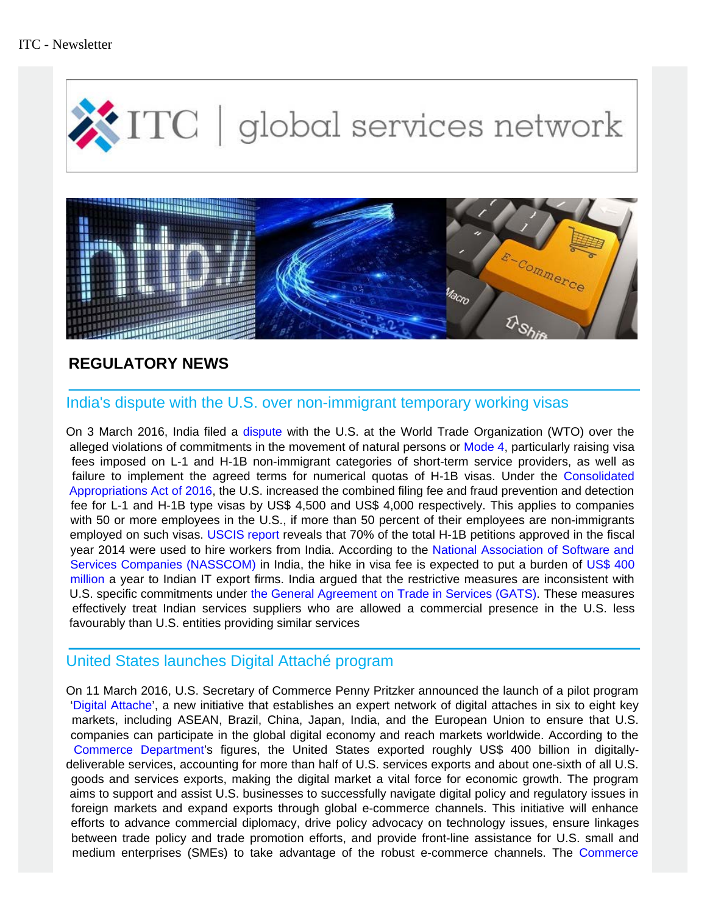ITC - Newsletter

ITC | global services network

## REGULATORY NEWS

### India's dispute with the U.S. over non-immigrant temporary working visas

On 3 March 2016, India filed a dispute with the U.S. at the World Trade Organization (WTO) over the alleged violations of commitments in the movement of natural persons or Mode 4, particularly raising visa fees imposed on L-1 and H-1B non-immigrant categories of short-term service providers, as well as failure to implement the agreed terms for numerical quotas of H-1B visas. Under the Consolidated Appropriations Act of 2016, the U.S. increased the combined filing fee and fraud prevention and detection fee for L-1 and H-1B type visas by US$ 4,500 and US$ 4,000 respectively. This applies to companies with 50 or more employees in the U.S., if more than 50 percent of their employees are non-immigrants employed on such visas. USCIS report reveals that 70% of the total H-1B petitions approved in the fiscal year 2014 were used to hire workers from India. According to the National Association of Software and Services Companies (NASSCOM) in India, the hike in visa fee is expected to put a burden of US$ 400 million a year to Indian IT export firms. India argued that the restrictive measures are inconsistent with U.S. specific commitments under the General Agreement on Trade in Services (GATS). These measures effectively treat Indian services suppliers who are allowed a commercial presence in the U.S. less favourably than U.S. entities providing similar services

### United States launches Digital Attaché program

On 11 March 2016, U.S. Secretary of Commerce Penny Pritzker announced the launch of a pilot program 'Digital Attache', a new initiative that establishes an expert network of digital attaches in six to eight key markets, including ASEAN, Brazil, China, Japan, India, and the European Union to ensure that U.S. companies can participate in the global digital economy and reach markets worldwide. According to the Commerce Department's figures, the United States exported roughly US$ 400 billion in digitally-deliverable services, accounting for more than half of U.S. services exports and about one-sixth of all U.S. goods and services exports, making the digital market a vital force for economic growth. The program aims to support and assist U.S. businesses to successfully navigate digital policy and regulatory issues in foreign markets and expand exports through global e-commerce channels. This initiative will enhance efforts to advance commercial diplomacy, drive policy advocacy on technology issues, ensure linkages between trade policy and trade promotion efforts, and provide front-line assistance for U.S. small and medium enterprises (SMEs) to take advantage of the robust e-commerce channels. The Commerce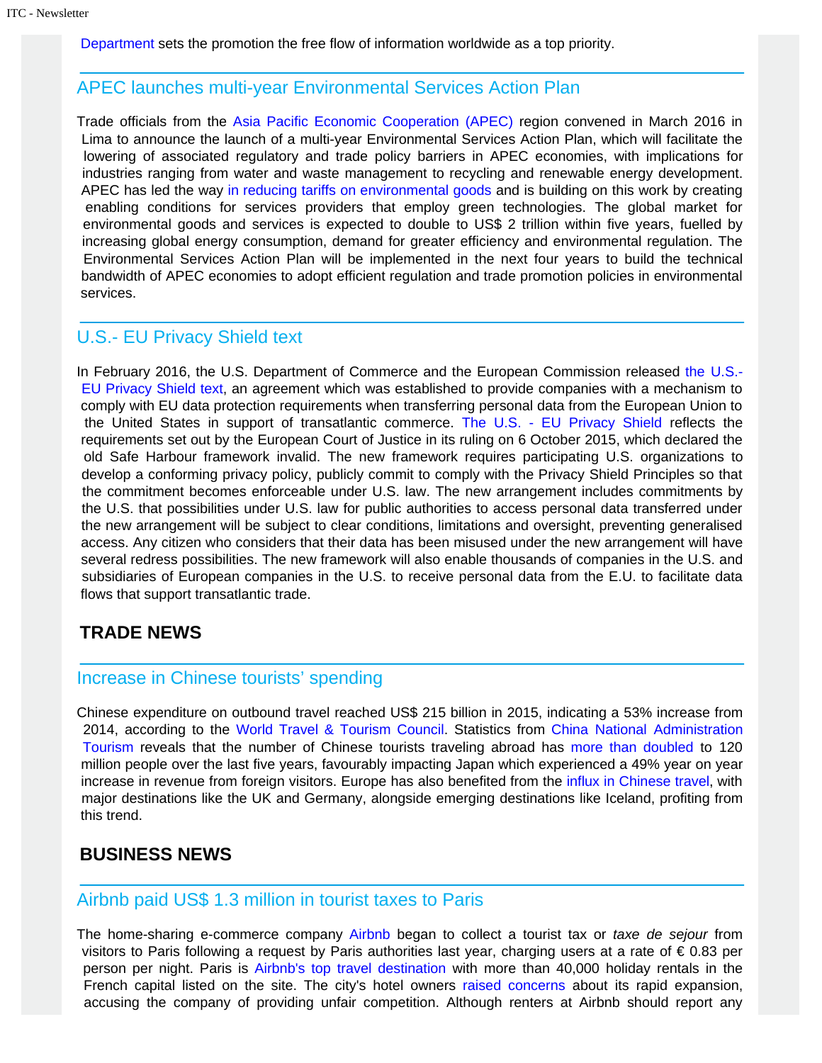Department sets the promotion the free flow of information worldwide as a top priority.

## APEC launches multi-year Environmental Services Action Plan

Trade officials from the Asia Pacific Economic Cooperation (APEC) region convened in March 2016 in Lima to announce the launch of a multi-year Environmental Services Action Plan, which will facilitate the lowering of associated regulatory and trade policy barriers in APEC economies, with implications for industries ranging from water and waste management to recycling and renewable energy development. APEC has led the way in reducing tariffs on environmental goods and is building on this work by creating enabling conditions for services providers that employ green technologies. The global market for environmental goods and services is expected to double to US$ 2 trillion within five years, fuelled by increasing global energy consumption, demand for greater efficiency and environmental regulation. The Environmental Services Action Plan will be implemented in the next four years to build the technical bandwidth of APEC economies to adopt efficient regulation and trade promotion policies in environmental services.

## U.S.- EU Privacy Shield text

In February 2016, the U.S. Department of Commerce and the European Commission released the U.S.-EU Privacy Shield text, an agreement which was established to provide companies with a mechanism to comply with EU data protection requirements when transferring personal data from the European Union to the United States in support of transatlantic commerce. The U.S. - EU Privacy Shield reflects the requirements set out by the European Court of Justice in its ruling on 6 October 2015, which declared the old Safe Harbour framework invalid. The new framework requires participating U.S. organizations to develop a conforming privacy policy, publicly commit to comply with the Privacy Shield Principles so that the commitment becomes enforceable under U.S. law. The new arrangement includes commitments by the U.S. that possibilities under U.S. law for public authorities to access personal data transferred under the new arrangement will be subject to clear conditions, limitations and oversight, preventing generalised access. Any citizen who considers that their data has been misused under the new arrangement will have several redress possibilities. The new framework will also enable thousands of companies in the U.S. and subsidiaries of European companies in the U.S. to receive personal data from the E.U. to facilitate data flows that support transatlantic trade.

# TRADE NEWS

## Increase in Chinese tourists' spending

Chinese expenditure on outbound travel reached US$ 215 billion in 2015, indicating a 53% increase from 2014, according to the World Travel & Tourism Council. Statistics from China National Administration Tourism reveals that the number of Chinese tourists traveling abroad has more than doubled to 120 million people over the last five years, favourably impacting Japan which experienced a 49% year on year increase in revenue from foreign visitors. Europe has also benefited from the influx in Chinese travel, with major destinations like the UK and Germany, alongside emerging destinations like Iceland, profiting from this trend.

# BUSINESS NEWS

## Airbnb paid US$ 1.3 million in tourist taxes to Paris

The home-sharing e-commerce company Airbnb began to collect a tourist tax or *taxe de sejour* from visitors to Paris following a request by Paris authorities last year, charging users at a rate of € 0.83 per person per night. Paris is Airbnb's top travel destination with more than 40,000 holiday rentals in the French capital listed on the site. The city's hotel owners raised concerns about its rapid expansion, accusing the company of providing unfair competition. Although renters at Airbnb should report any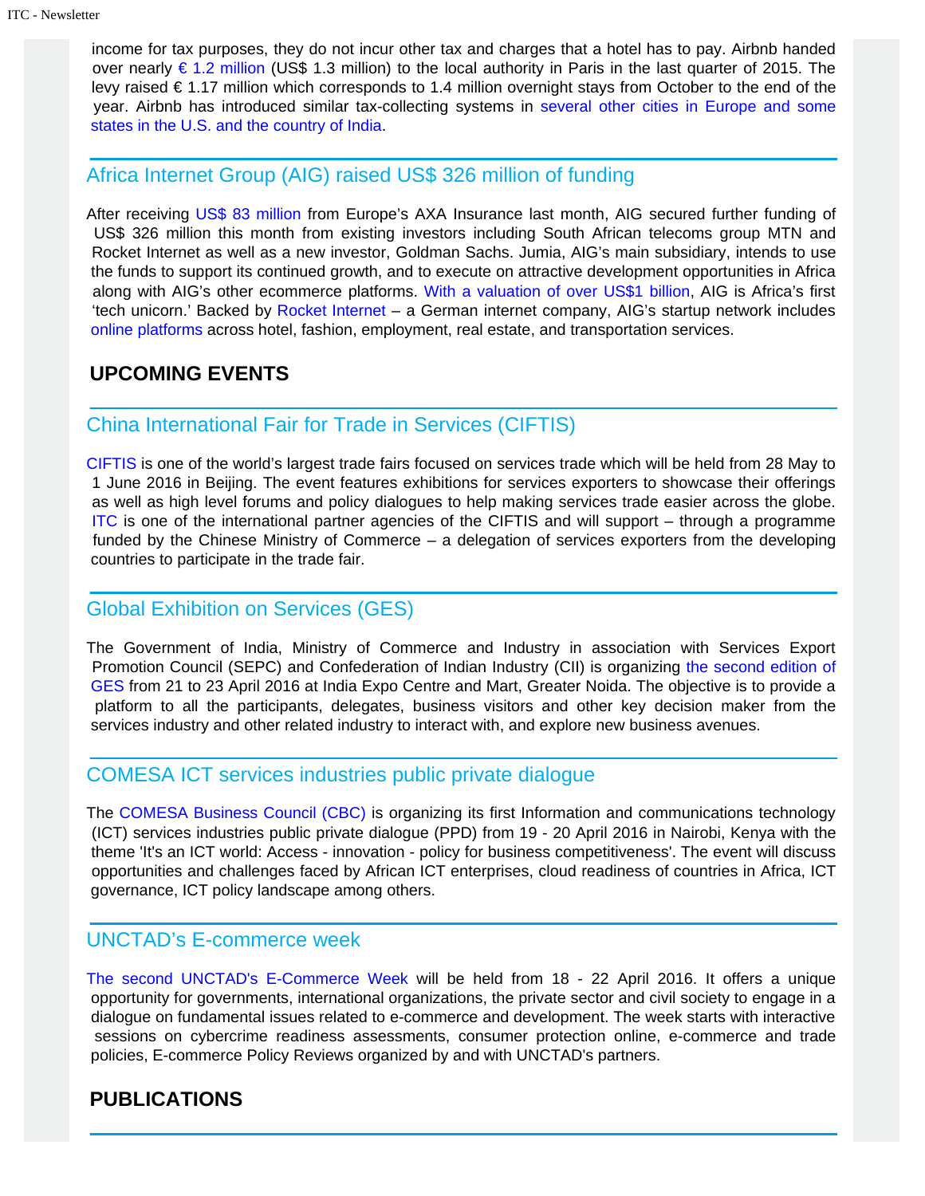income for tax purposes, they do not incur other tax and charges that a hotel has to pay. Airbnb handed over nearly € 1.2 million (US$ 1.3 million) to the local authority in Paris in the last quarter of 2015. The levy raised € 1.17 million which corresponds to 1.4 million overnight stays from October to the end of the year. Airbnb has introduced similar tax-collecting systems in several other cities in Europe and some states in the U.S. and the country of India.

## Africa Internet Group (AIG) raised US$ 326 million of funding

After receiving US$ 83 million from Europe's AXA Insurance last month, AIG secured further funding of US$ 326 million this month from existing investors including South African telecoms group MTN and Rocket Internet as well as a new investor, Goldman Sachs. Jumia, AIG's main subsidiary, intends to use the funds to support its continued growth, and to execute on attractive development opportunities in Africa along with AIG's other ecommerce platforms. With a valuation of over US$1 billion, AIG is Africa's first 'tech unicorn.' Backed by Rocket Internet – a German internet company, AIG's startup network includes online platforms across hotel, fashion, employment, real estate, and transportation services.

# UPCOMING EVENTS

## China International Fair for Trade in Services (CIFTIS)

CIFTIS is one of the world's largest trade fairs focused on services trade which will be held from 28 May to 1 June 2016 in Beijing. The event features exhibitions for services exporters to showcase their offerings as well as high level forums and policy dialogues to help making services trade easier across the globe. ITC is one of the international partner agencies of the CIFTIS and will support – through a programme funded by the Chinese Ministry of Commerce – a delegation of services exporters from the developing countries to participate in the trade fair.

## Global Exhibition on Services (GES)

The Government of India, Ministry of Commerce and Industry in association with Services Export Promotion Council (SEPC) and Confederation of Indian Industry (CII) is organizing the second edition of GES from 21 to 23 April 2016 at India Expo Centre and Mart, Greater Noida. The objective is to provide a platform to all the participants, delegates, business visitors and other key decision maker from the services industry and other related industry to interact with, and explore new business avenues.

## COMESA ICT services industries public private dialogue

The COMESA Business Council (CBC) is organizing its first Information and communications technology (ICT) services industries public private dialogue (PPD) from 19 - 20 April 2016 in Nairobi, Kenya with the theme 'It's an ICT world: Access - innovation - policy for business competitiveness'. The event will discuss opportunities and challenges faced by African ICT enterprises, cloud readiness of countries in Africa, ICT governance, ICT policy landscape among others.

## UNCTAD's E-commerce week

The second UNCTAD's E-Commerce Week will be held from 18 - 22 April 2016. It offers a unique opportunity for governments, international organizations, the private sector and civil society to engage in a dialogue on fundamental issues related to e-commerce and development. The week starts with interactive sessions on cybercrime readiness assessments, consumer protection online, e-commerce and trade policies, E-commerce Policy Reviews organized by and with UNCTAD's partners.

# PUBLICATIONS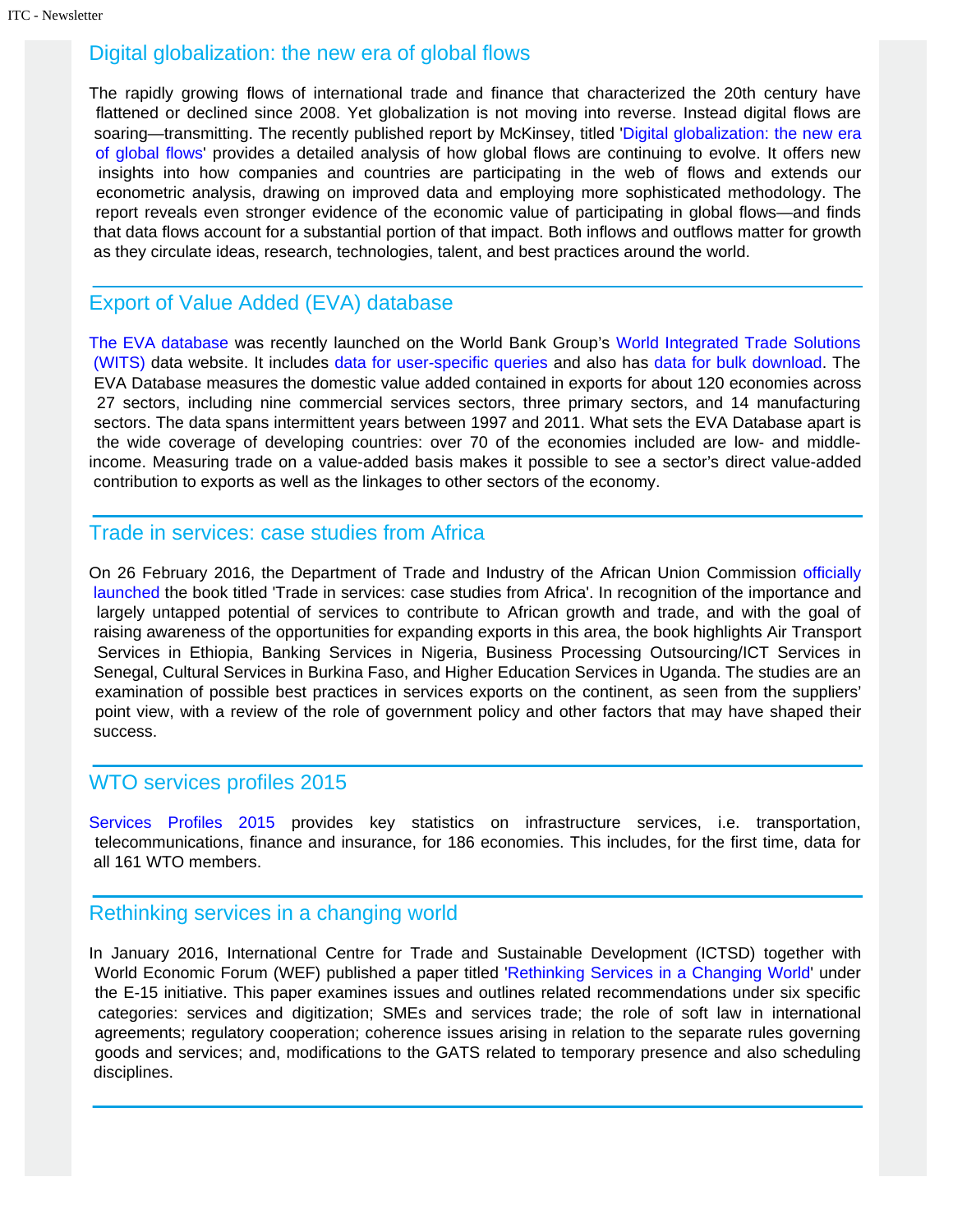## Digital globalization: the new era of global flows

The rapidly growing flows of international trade and finance that characterized the 20th century have flattened or declined since 2008. Yet globalization is not moving into reverse. Instead digital flows are soaring—transmitting. The recently published report by McKinsey, titled 'Digital globalization: the new era of global flows' provides a detailed analysis of how global flows are continuing to evolve. It offers new insights into how companies and countries are participating in the web of flows and extends our econometric analysis, drawing on improved data and employing more sophisticated methodology. The report reveals even stronger evidence of the economic value of participating in global flows—and finds that data flows account for a substantial portion of that impact. Both inflows and outflows matter for growth as they circulate ideas, research, technologies, talent, and best practices around the world.

## Export of Value Added (EVA) database

The EVA database was recently launched on the World Bank Group's World Integrated Trade Solutions (WITS) data website. It includes data for user-specific queries and also has data for bulk download. The EVA Database measures the domestic value added contained in exports for about 120 economies across 27 sectors, including nine commercial services sectors, three primary sectors, and 14 manufacturing sectors. The data spans intermittent years between 1997 and 2011. What sets the EVA Database apart is the wide coverage of developing countries: over 70 of the economies included are low- and middle-income. Measuring trade on a value-added basis makes it possible to see a sector's direct value-added contribution to exports as well as the linkages to other sectors of the economy.

## Trade in services: case studies from Africa

On 26 February 2016, the Department of Trade and Industry of the African Union Commission officially launched the book titled 'Trade in services: case studies from Africa'. In recognition of the importance and largely untapped potential of services to contribute to African growth and trade, and with the goal of raising awareness of the opportunities for expanding exports in this area, the book highlights Air Transport Services in Ethiopia, Banking Services in Nigeria, Business Processing Outsourcing/ICT Services in Senegal, Cultural Services in Burkina Faso, and Higher Education Services in Uganda. The studies are an examination of possible best practices in services exports on the continent, as seen from the suppliers' point view, with a review of the role of government policy and other factors that may have shaped their success.

## WTO services profiles 2015

Services Profiles 2015 provides key statistics on infrastructure services, i.e. transportation, telecommunications, finance and insurance, for 186 economies. This includes, for the first time, data for all 161 WTO members.

## Rethinking services in a changing world

In January 2016, International Centre for Trade and Sustainable Development (ICTSD) together with World Economic Forum (WEF) published a paper titled 'Rethinking Services in a Changing World' under the E-15 initiative. This paper examines issues and outlines related recommendations under six specific categories: services and digitization; SMEs and services trade; the role of soft law in international agreements; regulatory cooperation; coherence issues arising in relation to the separate rules governing goods and services; and, modifications to the GATS related to temporary presence and also scheduling disciplines.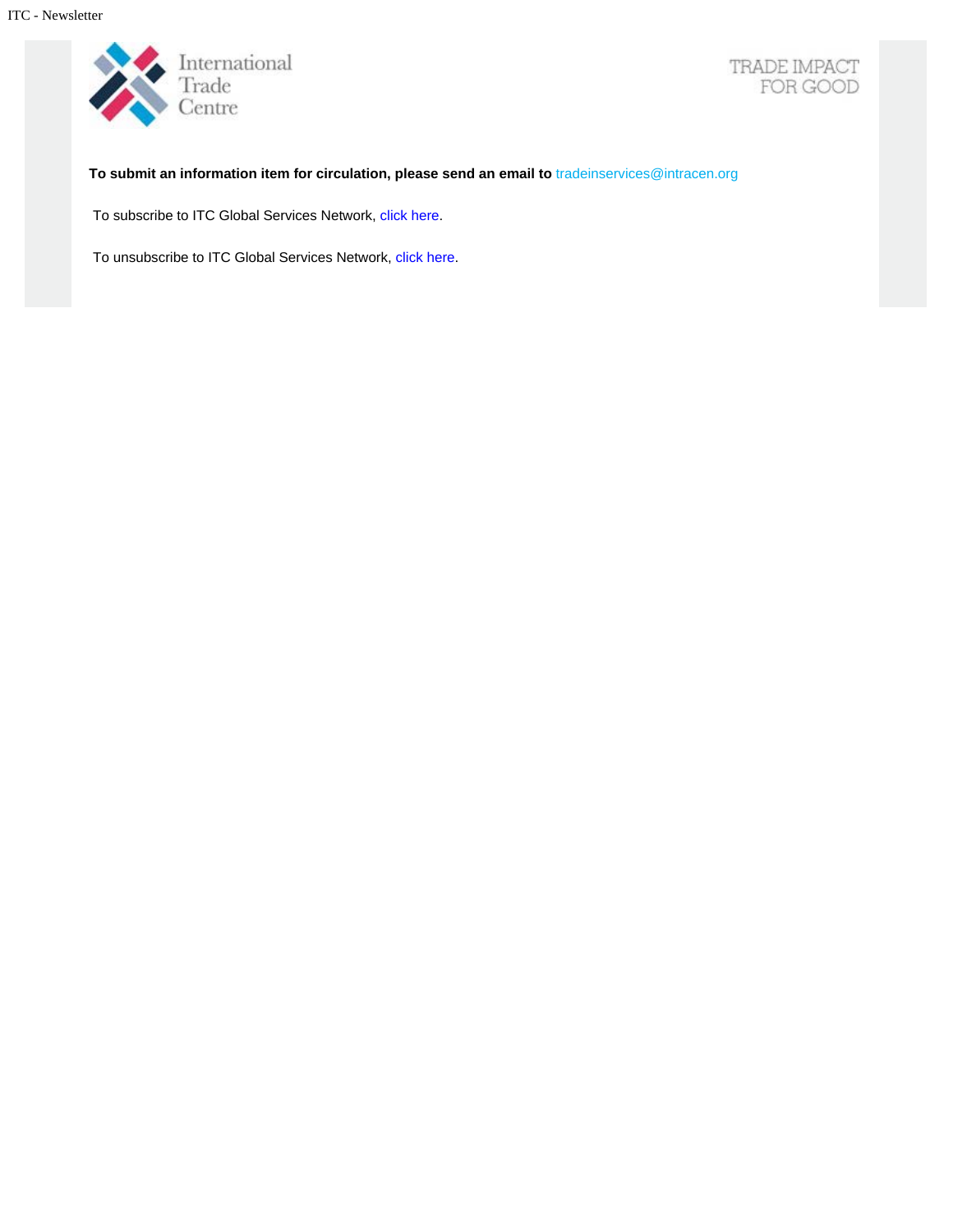International Trade Centre

TRADE IMPACT FOR GOOD

**To submit an information item for circulation, please send an email to** tradeinservices@intracen.org

To subscribe to ITC Global Services Network, click here.

To unsubscribe to ITC Global Services Network, click here.